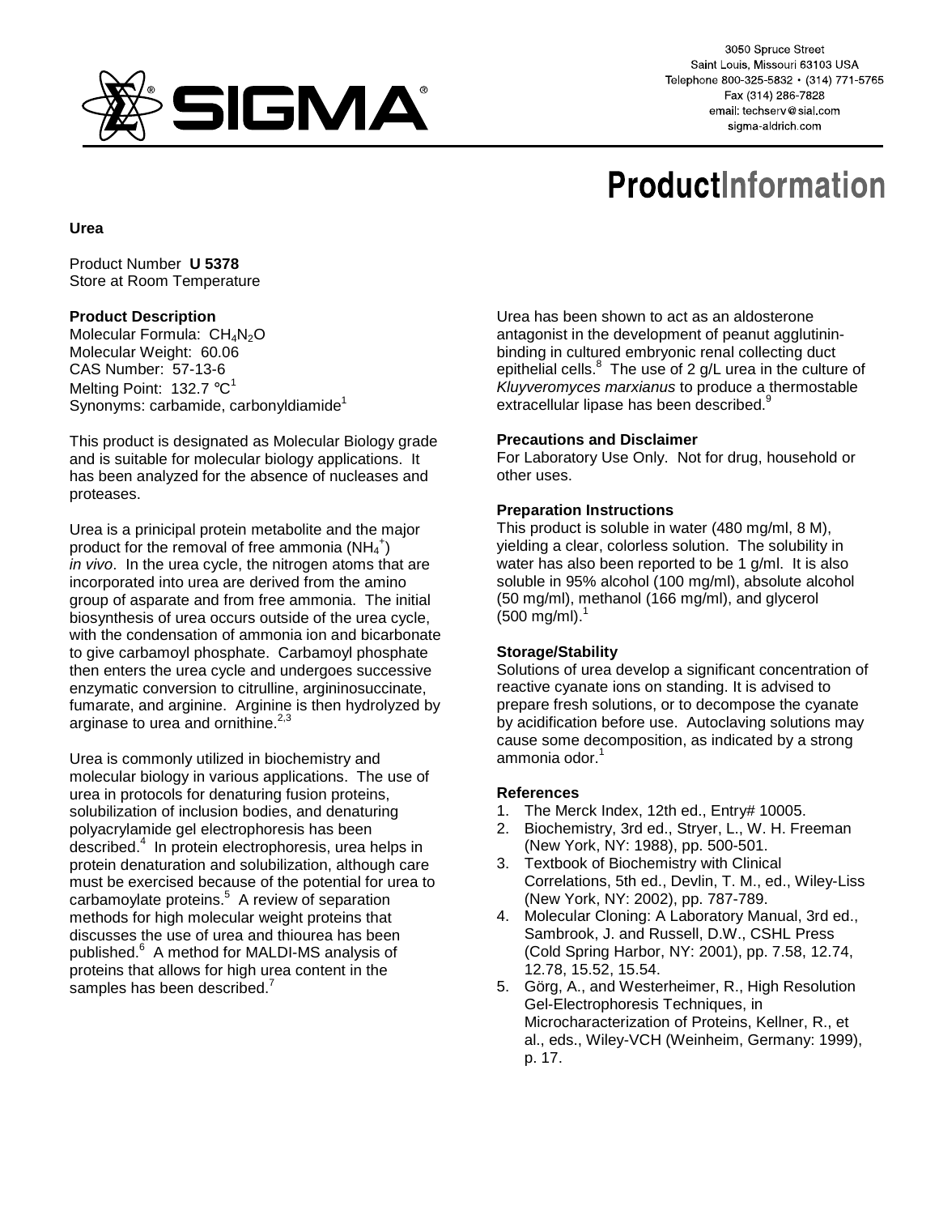# ProductInformation

**Urea**

Product Number **U 5378**
Store at Room Temperature

**Product Description**
Molecular Formula: $CH_4N_2O$
Molecular Weight: 60.06
CAS Number: 57-13-6
Melting Point: 132.7 °C[1]
Synonyms: carbamide, carbonyldiamide[1]

This product is designated as Molecular Biology grade and is suitable for molecular biology applications. It has been analyzed for the absence of nucleases and proteases.

Urea is a prinicipal protein metabolite and the major product for the removal of free ammonia ($NH_4^+$) *in vivo*. In the urea cycle, the nitrogen atoms that are incorporated into urea are derived from the amino group of asparate and from free ammonia. The initial biosynthesis of urea occurs outside of the urea cycle, with the condensation of ammonia ion and bicarbonate to give carbamoyl phosphate. Carbamoyl phosphate then enters the urea cycle and undergoes successive enzymatic conversion to citrulline, argininosuccinate, fumarate, and arginine. Arginine is then hydrolyzed by arginase to urea and ornithine.[2,3]

Urea is commonly utilized in biochemistry and molecular biology in various applications. The use of urea in protocols for denaturing fusion proteins, solubilization of inclusion bodies, and denaturing polyacrylamide gel electrophoresis has been described.[4] In protein electrophoresis, urea helps in protein denaturation and solubilization, although care must be exercised because of the potential for urea to carbamoylate proteins.[5] A review of separation methods for high molecular weight proteins that discusses the use of urea and thiourea has been published.[6] A method for MALDI-MS analysis of proteins that allows for high urea content in the samples has been described.[7]

Urea has been shown to act as an aldosterone antagonist in the development of peanut agglutinin-binding in cultured embryonic renal collecting duct epithelial cells.[8] The use of 2 g/L urea in the culture of *Kluyveromyces marxianus* to produce a thermostable extracellular lipase has been described.[9]

**Precautions and Disclaimer**
For Laboratory Use Only. Not for drug, household or other uses.

**Preparation Instructions**
This product is soluble in water (480 mg/ml, 8 M), yielding a clear, colorless solution. The solubility in water has also been reported to be 1 g/ml. It is also soluble in 95% alcohol (100 mg/ml), absolute alcohol (50 mg/ml), methanol (166 mg/ml), and glycerol (500 mg/ml).[1]

**Storage/Stability**
Solutions of urea develop a significant concentration of reactive cyanate ions on standing. It is advised to prepare fresh solutions, or to decompose the cyanate by acidification before use. Autoclaving solutions may cause some decomposition, as indicated by a strong ammonia odor.[1]

**References**
1. The Merck Index, 12th ed., Entry# 10005.
2. Biochemistry, 3rd ed., Stryer, L., W. H. Freeman (New York, NY: 1988), pp. 500-501.
3. Textbook of Biochemistry with Clinical Correlations, 5th ed., Devlin, T. M., ed., Wiley-Liss (New York, NY: 2002), pp. 787-789.
4. Molecular Cloning: A Laboratory Manual, 3rd ed., Sambrook, J. and Russell, D.W., CSHL Press (Cold Spring Harbor, NY: 2001), pp. 7.58, 12.74, 12.78, 15.52, 15.54.
5. Görg, A., and Westerheimer, R., High Resolution Gel-Electrophoresis Techniques, in Microcharacterization of Proteins, Kellner, R., et al., eds., Wiley-VCH (Weinheim, Germany: 1999), p. 17.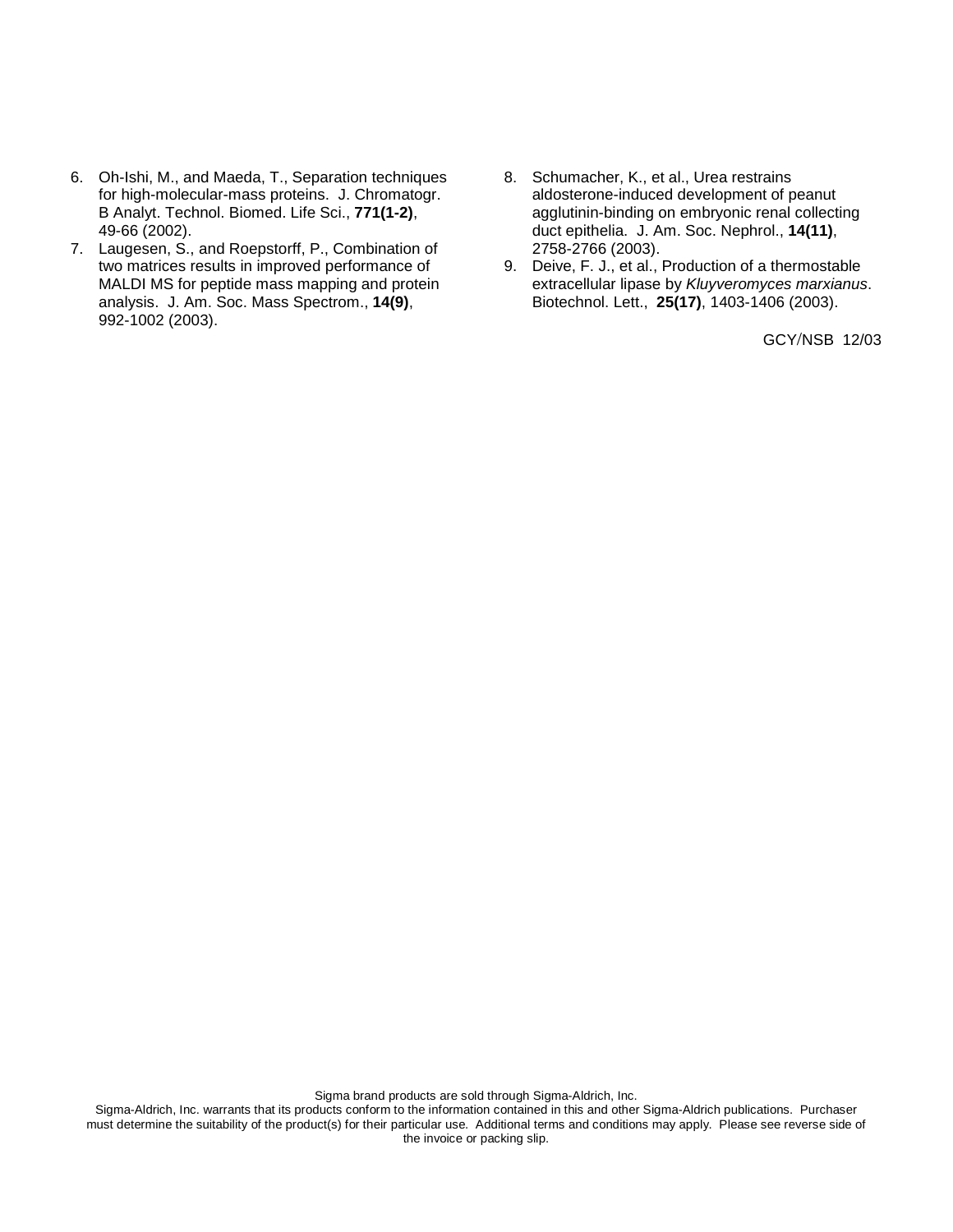6. Oh-Ishi, M., and Maeda, T., Separation techniques for high-molecular-mass proteins. J. Chromatogr. B Analyt. Technol. Biomed. Life Sci., **771(1-2)**, 49-66 (2002).
7. Laugesen, S., and Roepstorff, P., Combination of two matrices results in improved performance of MALDI MS for peptide mass mapping and protein analysis. J. Am. Soc. Mass Spectrom., **14(9)**, 992-1002 (2003).
8. Schumacher, K., et al., Urea restrains aldosterone-induced development of peanut agglutinin-binding on embryonic renal collecting duct epithelia. J. Am. Soc. Nephrol., **14(11)**, 2758-2766 (2003).
9. Deive, F. J., et al., Production of a thermostable extracellular lipase by *Kluyveromyces marxianus*. Biotechnol. Lett., **25(17)**, 1403-1406 (2003).

GCY/NSB 12/03

Sigma brand products are sold through Sigma-Aldrich, Inc.
Sigma-Aldrich, Inc. warrants that its products conform to the information contained in this and other Sigma-Aldrich publications. Purchaser must determine the suitability of the product(s) for their particular use. Additional terms and conditions may apply. Please see reverse side of the invoice or packing slip.